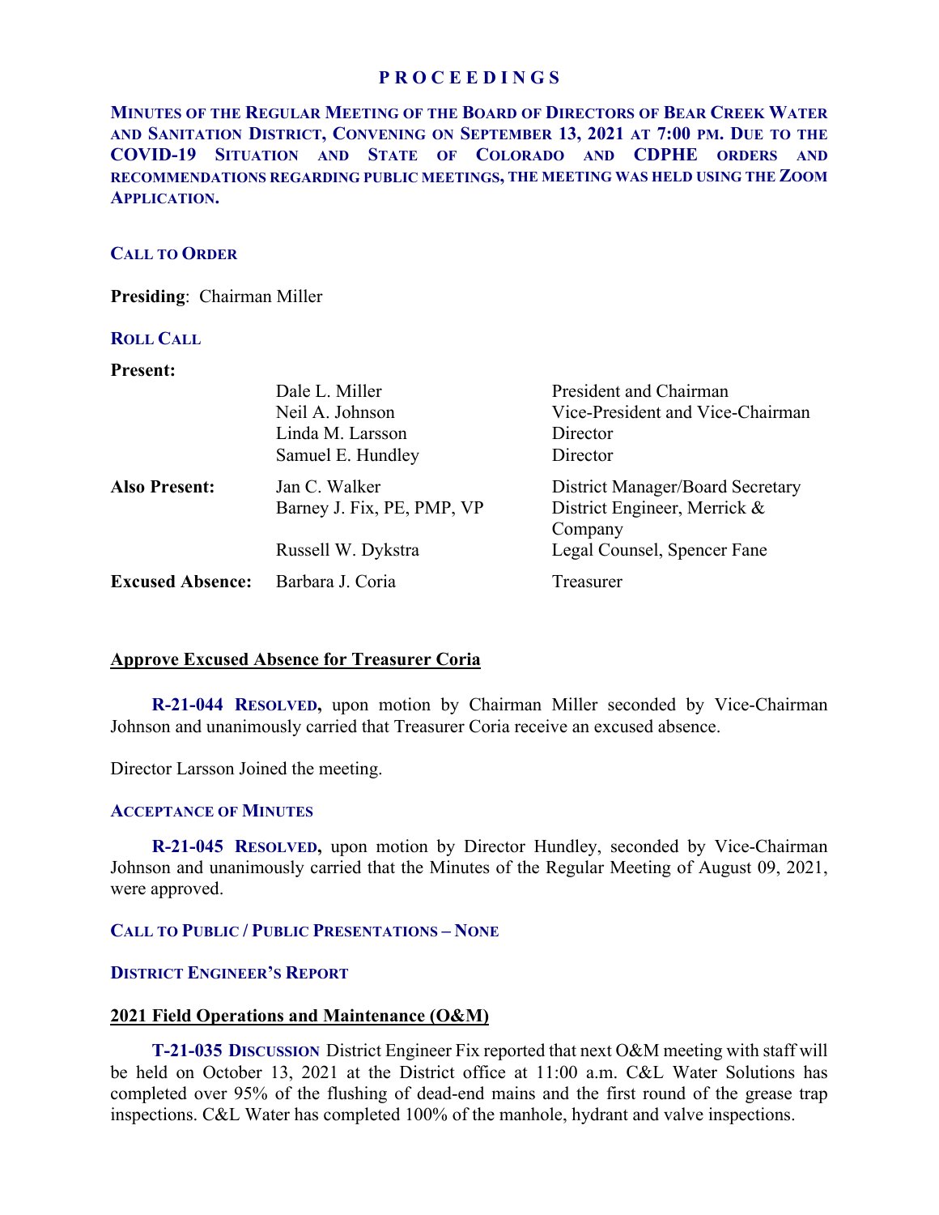# PROCEEDINGS

**MINUTES OF THE REGULAR MEETING OF THE BOARD OF DIRECTORS OF BEAR CREEK WATER AND SANITATION DISTRICT, CONVENING ON SEPTEMBER 13, 2021 AT 7:00 PM. DUE TO THE COVID-19 SITUATION AND STATE OF COLORADO AND CDPHE ORDERS AND RECOMMENDATIONS REGARDING PUBLIC MEETINGS, THE MEETING WAS HELD USING THE ZOOM APPLICATION.**

## CALL TO ORDER

**Presiding**: Chairman Miller

## ROLL CALL

| | | |
|---|---|---|
| **Present:** | Dale L. Miller | President and Chairman |
| | Neil A. Johnson | Vice-President and Vice-Chairman |
| | Linda M. Larsson | Director |
| | Samuel E. Hundley | Director |
| **Also Present:** | Jan C. Walker | District Manager/Board Secretary |
| | Barney J. Fix, PE, PMP, VP | District Engineer, Merrick & Company |
| | Russell W. Dykstra | Legal Counsel, Spencer Fane |
| **Excused Absence:** | Barbara J. Coria | Treasurer |

### Approve Excused Absence for Treasurer Coria

**R-21-044 RESOLVED,** upon motion by Chairman Miller seconded by Vice-Chairman Johnson and unanimously carried that Treasurer Coria receive an excused absence.

Director Larsson Joined the meeting.

## ACCEPTANCE OF MINUTES

**R-21-045 RESOLVED,** upon motion by Director Hundley, seconded by Vice-Chairman Johnson and unanimously carried that the Minutes of the Regular Meeting of August 09, 2021, were approved.

## CALL TO PUBLIC / PUBLIC PRESENTATIONS – NONE

## DISTRICT ENGINEER'S REPORT

### 2021 Field Operations and Maintenance (O&M)

**T-21-035 DISCUSSION** District Engineer Fix reported that next O&M meeting with staff will be held on October 13, 2021 at the District office at 11:00 a.m. C&L Water Solutions has completed over 95% of the flushing of dead-end mains and the first round of the grease trap inspections. C&L Water has completed 100% of the manhole, hydrant and valve inspections.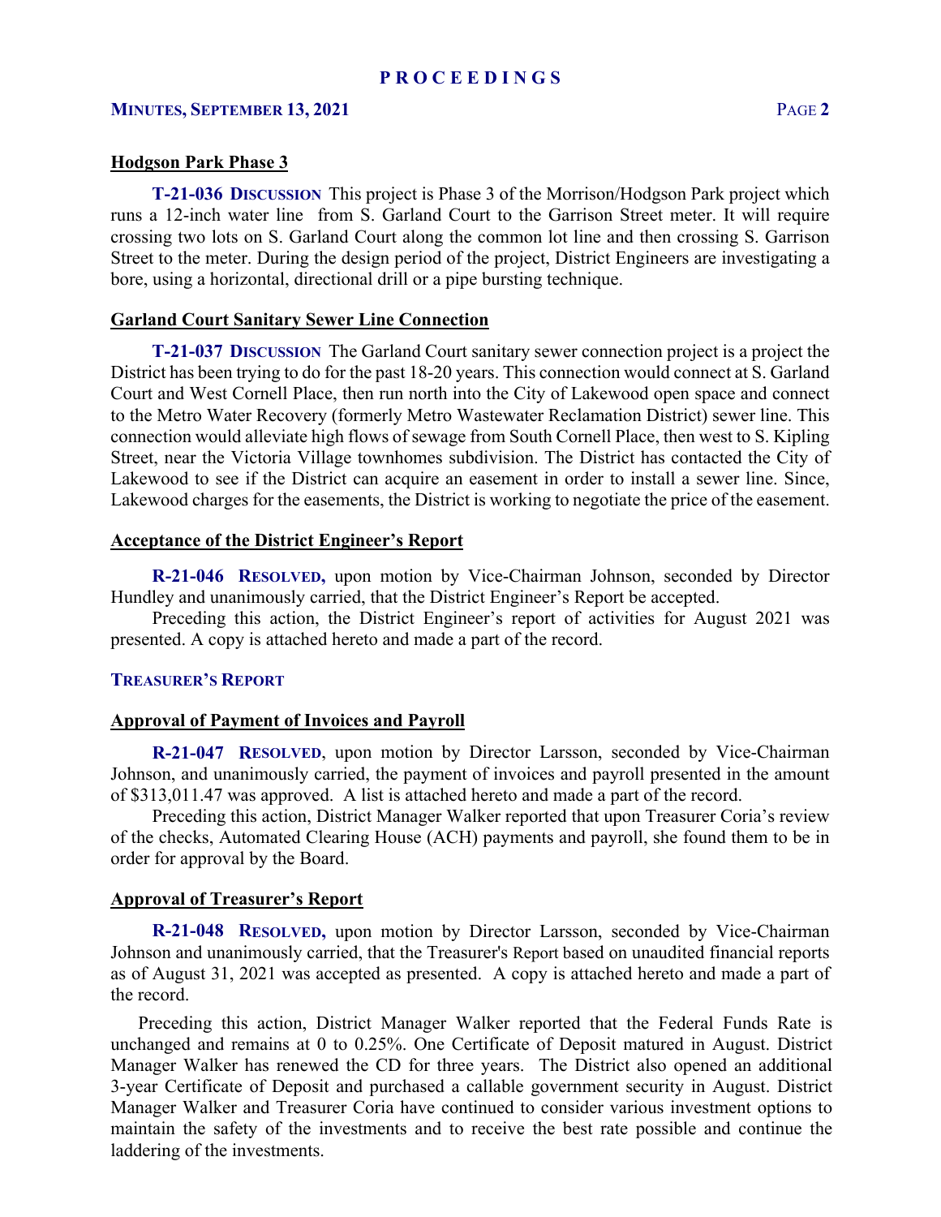### Hodgson Park Phase 3

**T-21-036 DISCUSSION** This project is Phase 3 of the Morrison/Hodgson Park project which runs a 12-inch water line from S. Garland Court to the Garrison Street meter. It will require crossing two lots on S. Garland Court along the common lot line and then crossing S. Garrison Street to the meter. During the design period of the project, District Engineers are investigating a bore, using a horizontal, directional drill or a pipe bursting technique.

### Garland Court Sanitary Sewer Line Connection

**T-21-037 DISCUSSION** The Garland Court sanitary sewer connection project is a project the District has been trying to do for the past 18-20 years. This connection would connect at S. Garland Court and West Cornell Place, then run north into the City of Lakewood open space and connect to the Metro Water Recovery (formerly Metro Wastewater Reclamation District) sewer line. This connection would alleviate high flows of sewage from South Cornell Place, then west to S. Kipling Street, near the Victoria Village townhomes subdivision. The District has contacted the City of Lakewood to see if the District can acquire an easement in order to install a sewer line. Since, Lakewood charges for the easements, the District is working to negotiate the price of the easement.

### Acceptance of the District Engineer's Report

**R-21-046 RESOLVED,** upon motion by Vice-Chairman Johnson, seconded by Director Hundley and unanimously carried, that the District Engineer's Report be accepted.

Preceding this action, the District Engineer's report of activities for August 2021 was presented. A copy is attached hereto and made a part of the record.

## TREASURER'S REPORT

### Approval of Payment of Invoices and Payroll

**R-21-047 RESOLVED**, upon motion by Director Larsson, seconded by Vice-Chairman Johnson, and unanimously carried, the payment of invoices and payroll presented in the amount of $313,011.47 was approved. A list is attached hereto and made a part of the record.

Preceding this action, District Manager Walker reported that upon Treasurer Coria's review of the checks, Automated Clearing House (ACH) payments and payroll, she found them to be in order for approval by the Board.

### Approval of Treasurer's Report

**R-21-048 RESOLVED,** upon motion by Director Larsson, seconded by Vice-Chairman Johnson and unanimously carried, that the Treasurer's Report based on unaudited financial reports as of August 31, 2021 was accepted as presented. A copy is attached hereto and made a part of the record.

Preceding this action, District Manager Walker reported that the Federal Funds Rate is unchanged and remains at 0 to 0.25%. One Certificate of Deposit matured in August. District Manager Walker has renewed the CD for three years. The District also opened an additional 3-year Certificate of Deposit and purchased a callable government security in August. District Manager Walker and Treasurer Coria have continued to consider various investment options to maintain the safety of the investments and to receive the best rate possible and continue the laddering of the investments.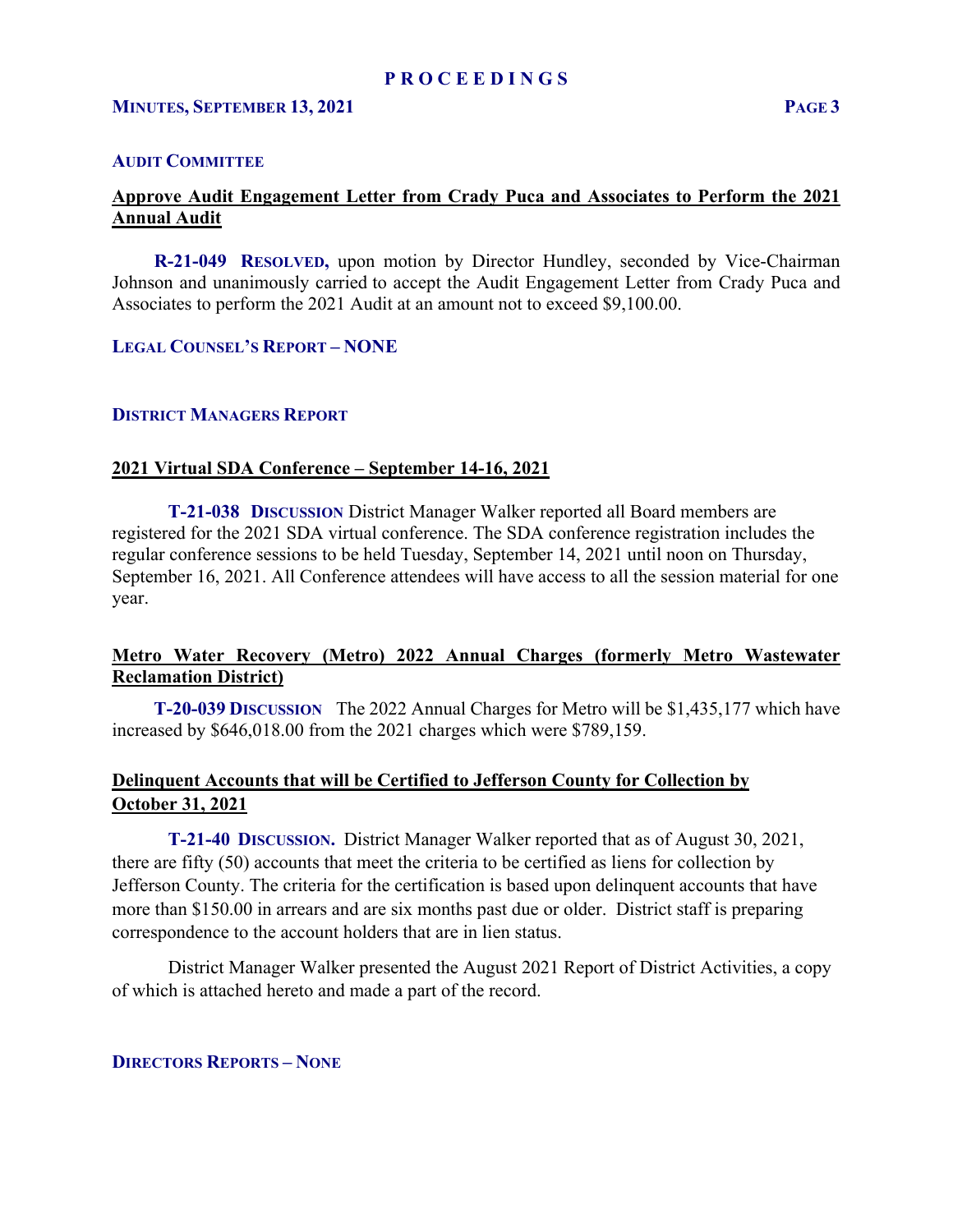## AUDIT COMMITTEE

**Approve Audit Engagement Letter from Crady Puca and Associates to Perform the 2021 Annual Audit**

**R-21-049 RESOLVED,** upon motion by Director Hundley, seconded by Vice-Chairman Johnson and unanimously carried to accept the Audit Engagement Letter from Crady Puca and Associates to perform the 2021 Audit at an amount not to exceed $9,100.00.

## LEGAL COUNSEL'S REPORT – NONE

## DISTRICT MANAGERS REPORT

**2021 Virtual SDA Conference – September 14-16, 2021**

**T-21-038 DISCUSSION** District Manager Walker reported all Board members are registered for the 2021 SDA virtual conference. The SDA conference registration includes the regular conference sessions to be held Tuesday, September 14, 2021 until noon on Thursday, September 16, 2021. All Conference attendees will have access to all the session material for one year.

**Metro Water Recovery (Metro) 2022 Annual Charges (formerly Metro Wastewater Reclamation District)**

**T-20-039 DISCUSSION** The 2022 Annual Charges for Metro will be $1,435,177 which have increased by $646,018.00 from the 2021 charges which were $789,159.

**Delinquent Accounts that will be Certified to Jefferson County for Collection by October 31, 2021**

**T-21-40 DISCUSSION.** District Manager Walker reported that as of August 30, 2021, there are fifty (50) accounts that meet the criteria to be certified as liens for collection by Jefferson County. The criteria for the certification is based upon delinquent accounts that have more than $150.00 in arrears and are six months past due or older. District staff is preparing correspondence to the account holders that are in lien status.

District Manager Walker presented the August 2021 Report of District Activities, a copy of which is attached hereto and made a part of the record.

## DIRECTORS REPORTS – NONE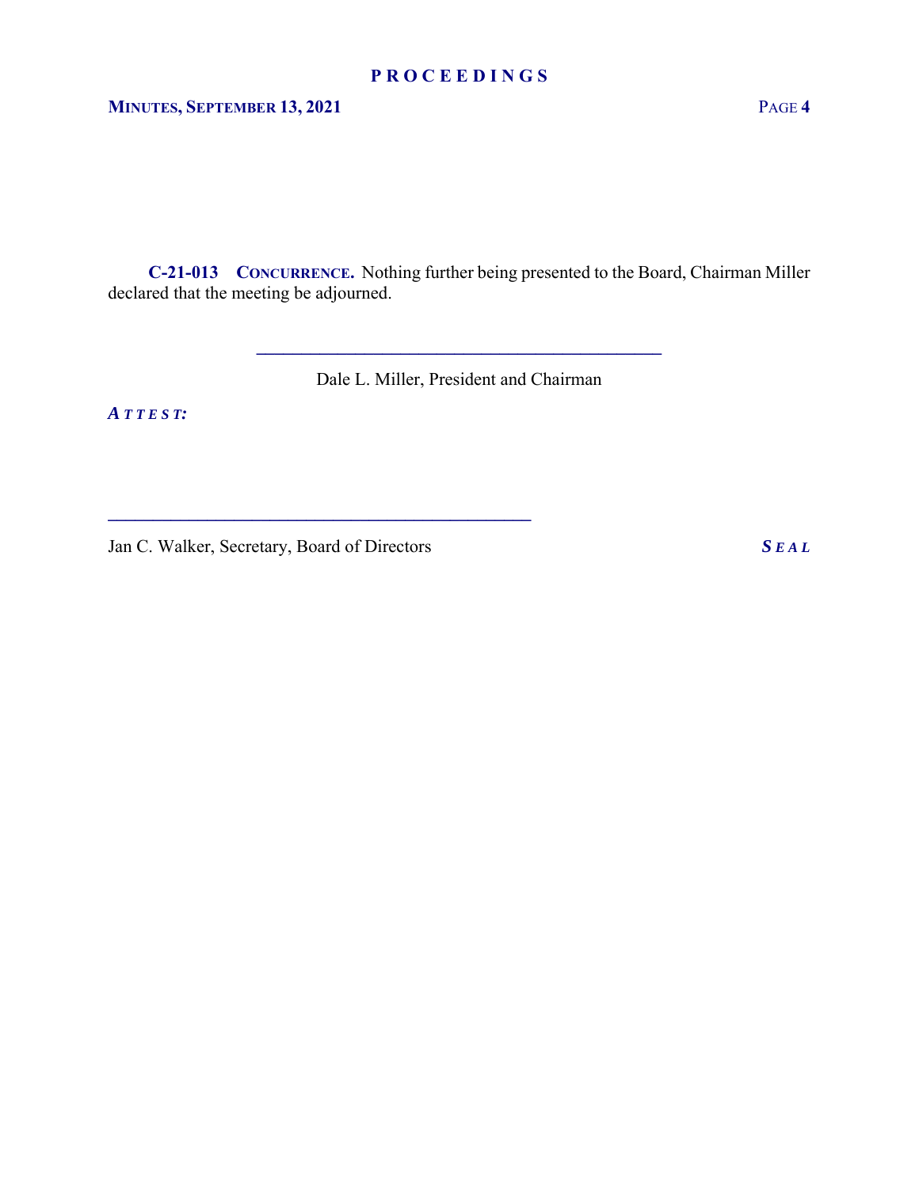**C-21-013 CONCURRENCE.** Nothing further being presented to the Board, Chairman Miller declared that the meeting be adjourned.

\_\_\_\_\_\_\_\_\_\_\_\_\_\_\_\_\_\_\_\_\_\_\_\_\_\_\_\_\_\_\_\_\_\_\_\_\_\_\_\_\_\_\_\_

Dale L. Miller, President and Chairman

***ATTEST:***

\_\_\_\_\_\_\_\_\_\_\_\_\_\_\_\_\_\_\_\_\_\_\_\_\_\_\_\_\_\_\_\_\_\_\_\_\_\_\_\_\_\_\_\_

Jan C. Walker, Secretary, Board of Directors

***SEAL***